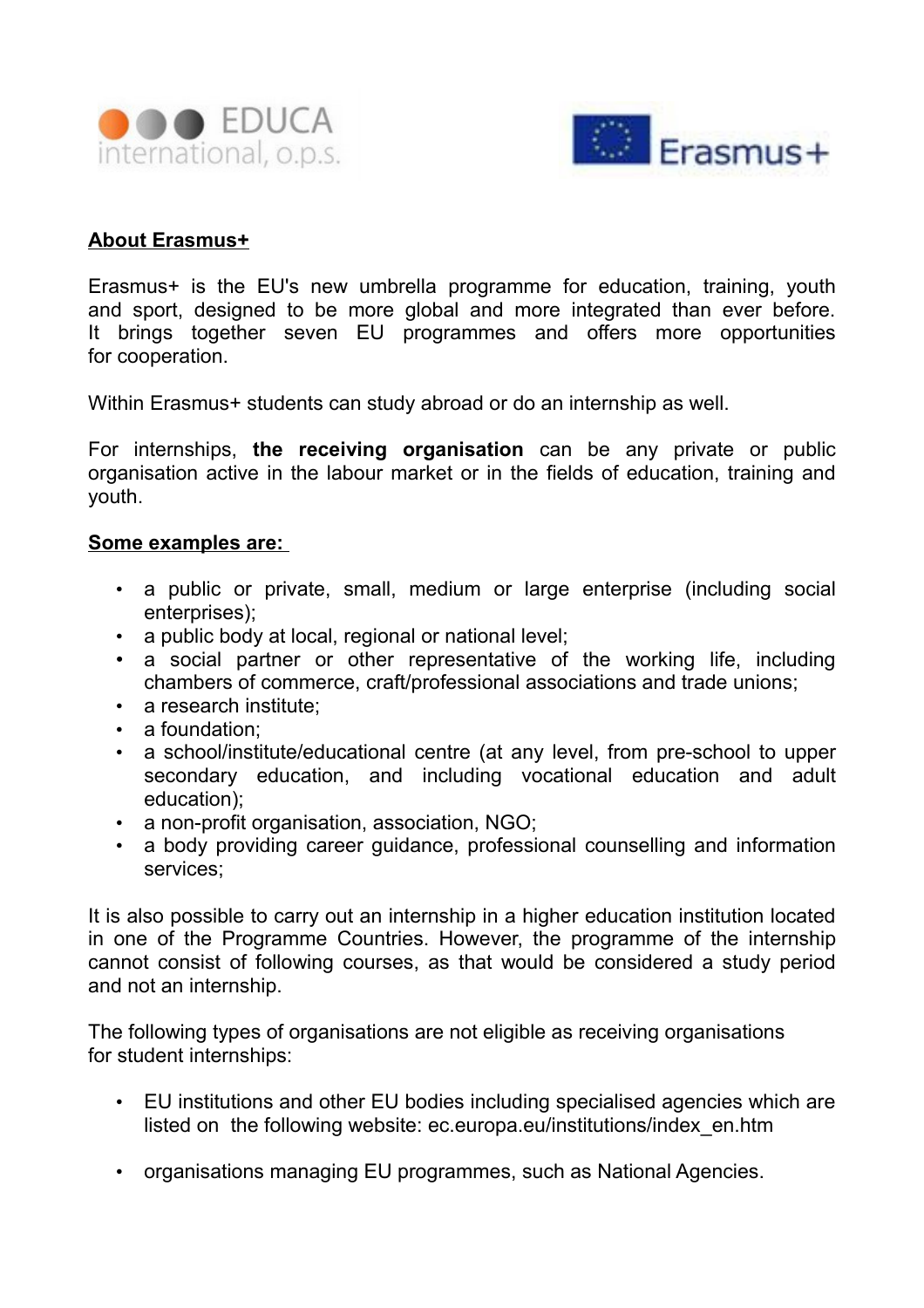EDUCA international, o.p.s.

Erasmus+

**About Erasmus+**

Erasmus+ is the EU's new umbrella programme for education, training, youth and sport, designed to be more global and more integrated than ever before. It brings together seven EU programmes and offers more opportunities for cooperation.

Within Erasmus+ students can study abroad or do an internship as well.

For internships, **the receiving organisation** can be any private or public organisation active in the labour market or in the fields of education, training and youth.

**Some examples are:**

- a public or private, small, medium or large enterprise (including social enterprises);
- a public body at local, regional or national level;
- a social partner or other representative of the working life, including chambers of commerce, craft/professional associations and trade unions;
- a research institute;
- a foundation;
- a school/institute/educational centre (at any level, from pre-school to upper secondary education, and including vocational education and adult education);
- a non-profit organisation, association, NGO;
- a body providing career guidance, professional counselling and information services;

It is also possible to carry out an internship in a higher education institution located in one of the Programme Countries. However, the programme of the internship cannot consist of following courses, as that would be considered a study period and not an internship.

The following types of organisations are not eligible as receiving organisations for student internships:

- EU institutions and other EU bodies including specialised agencies which are listed on the following website: ec.europa.eu/institutions/index_en.htm
- organisations managing EU programmes, such as National Agencies.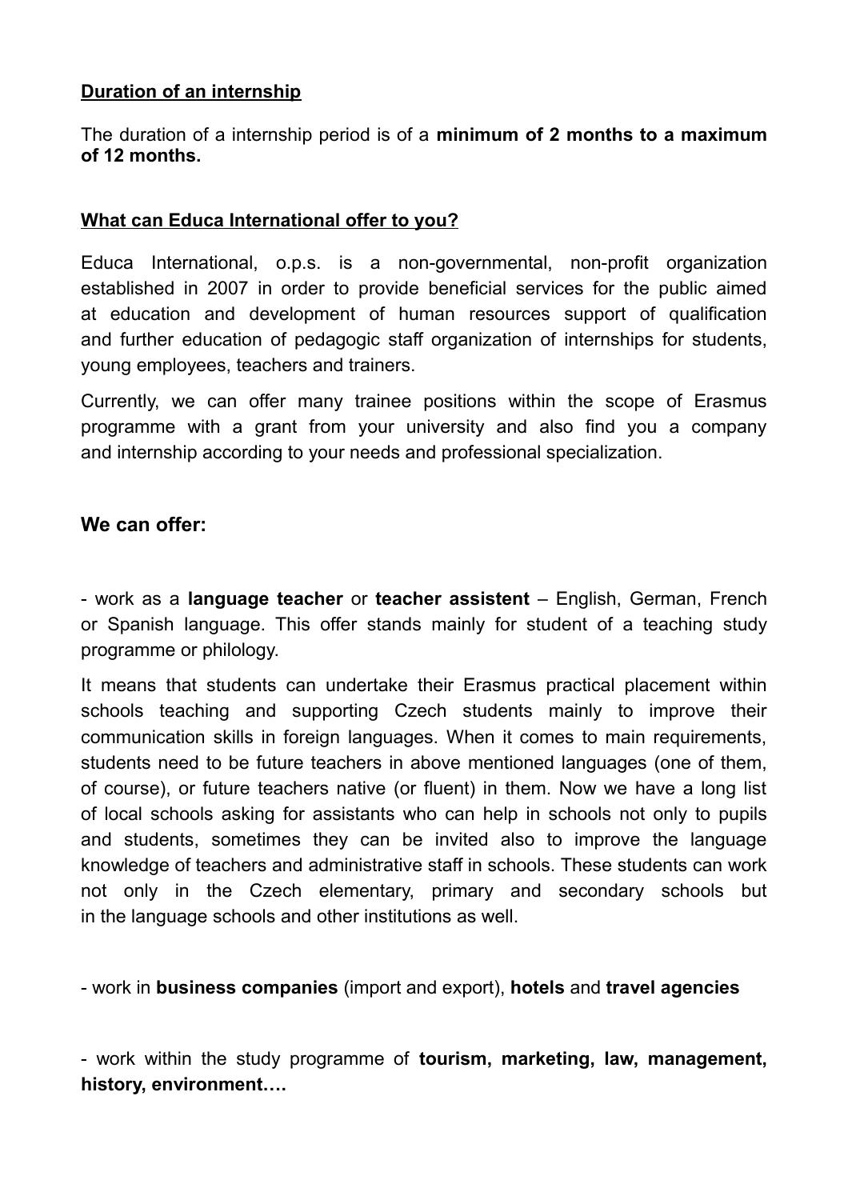**Duration of an internship**

The duration of a internship period is of a **minimum of 2 months to a maximum of 12 months.**

**What can Educa International offer to you?**

Educa International, o.p.s. is a non-governmental, non-profit organization established in 2007 in order to provide beneficial services for the public aimed at education and development of human resources support of qualification and further education of pedagogic staff organization of internships for students, young employees, teachers and trainers.

Currently, we can offer many trainee positions within the scope of Erasmus programme with a grant from your university and also find you a company and internship according to your needs and professional specialization.

### We can offer:

- work as a **language teacher** or **teacher assistent** – English, German, French or Spanish language. This offer stands mainly for student of a teaching study programme or philology.

It means that students can undertake their Erasmus practical placement within schools teaching and supporting Czech students mainly to improve their communication skills in foreign languages. When it comes to main requirements, students need to be future teachers in above mentioned languages (one of them, of course), or future teachers native (or fluent) in them. Now we have a long list of local schools asking for assistants who can help in schools not only to pupils and students, sometimes they can be invited also to improve the language knowledge of teachers and administrative staff in schools. These students can work not only in the Czech elementary, primary and secondary schools but in the language schools and other institutions as well.

- work in **business companies** (import and export), **hotels** and **travel agencies**

- work within the study programme of **tourism, marketing, law, management, history, environment….**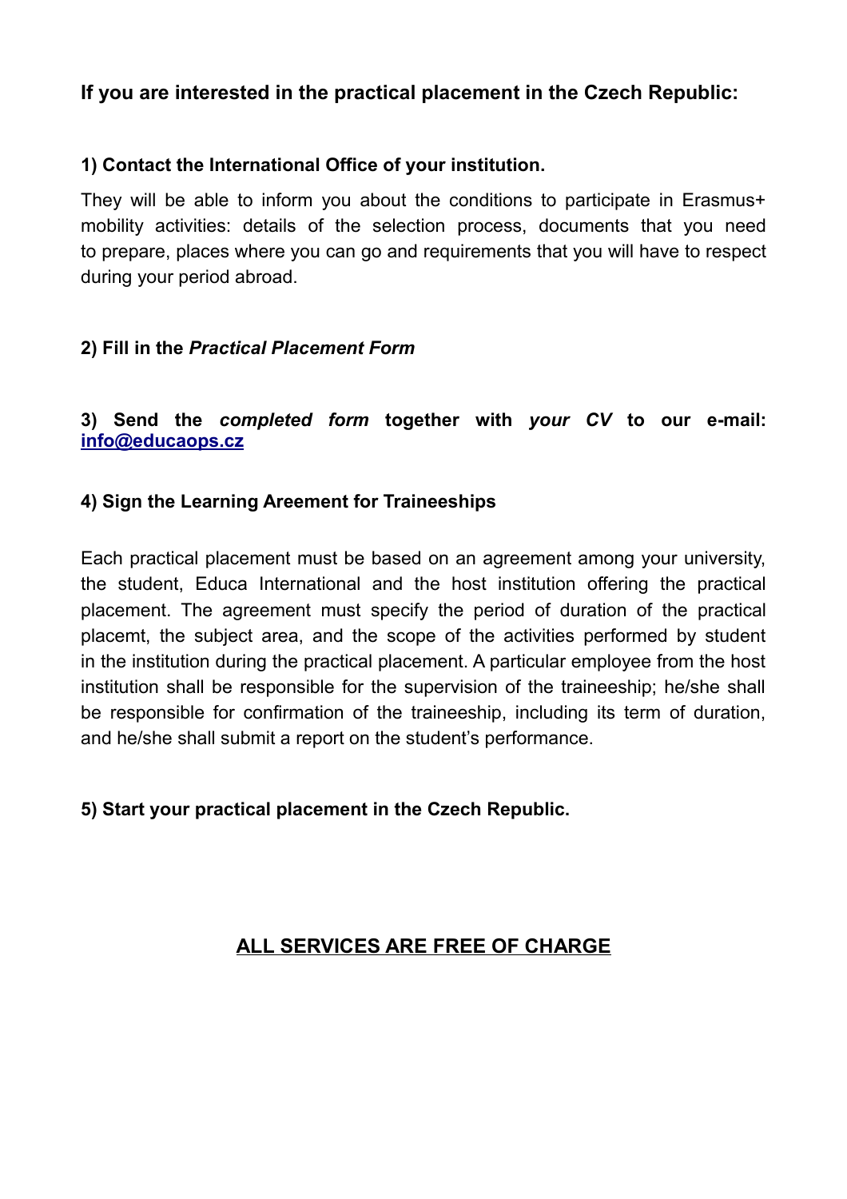**If you are interested in the practical placement in the Czech Republic:**

**1) Contact the International Office of your institution.**

They will be able to inform you about the conditions to participate in Erasmus+ mobility activities: details of the selection process, documents that you need to prepare, places where you can go and requirements that you will have to respect during your period abroad.

**2) Fill in the *Practical Placement Form***

**3) Send the *completed form* together with *your CV* to our e-mail: [info@educaops.cz](mailto:info@educaops.cz)**

**4) Sign the Learning Areement for Traineeships**

Each practical placement must be based on an agreement among your university, the student, Educa International and the host institution offering the practical placement. The agreement must specify the period of duration of the practical placemt, the subject area, and the scope of the activities performed by student in the institution during the practical placement. A particular employee from the host institution shall be responsible for the supervision of the traineeship; he/she shall be responsible for confirmation of the traineeship, including its term of duration, and he/she shall submit a report on the student's performance.

**5) Start your practical placement in the Czech Republic.**

**ALL SERVICES ARE FREE OF CHARGE**